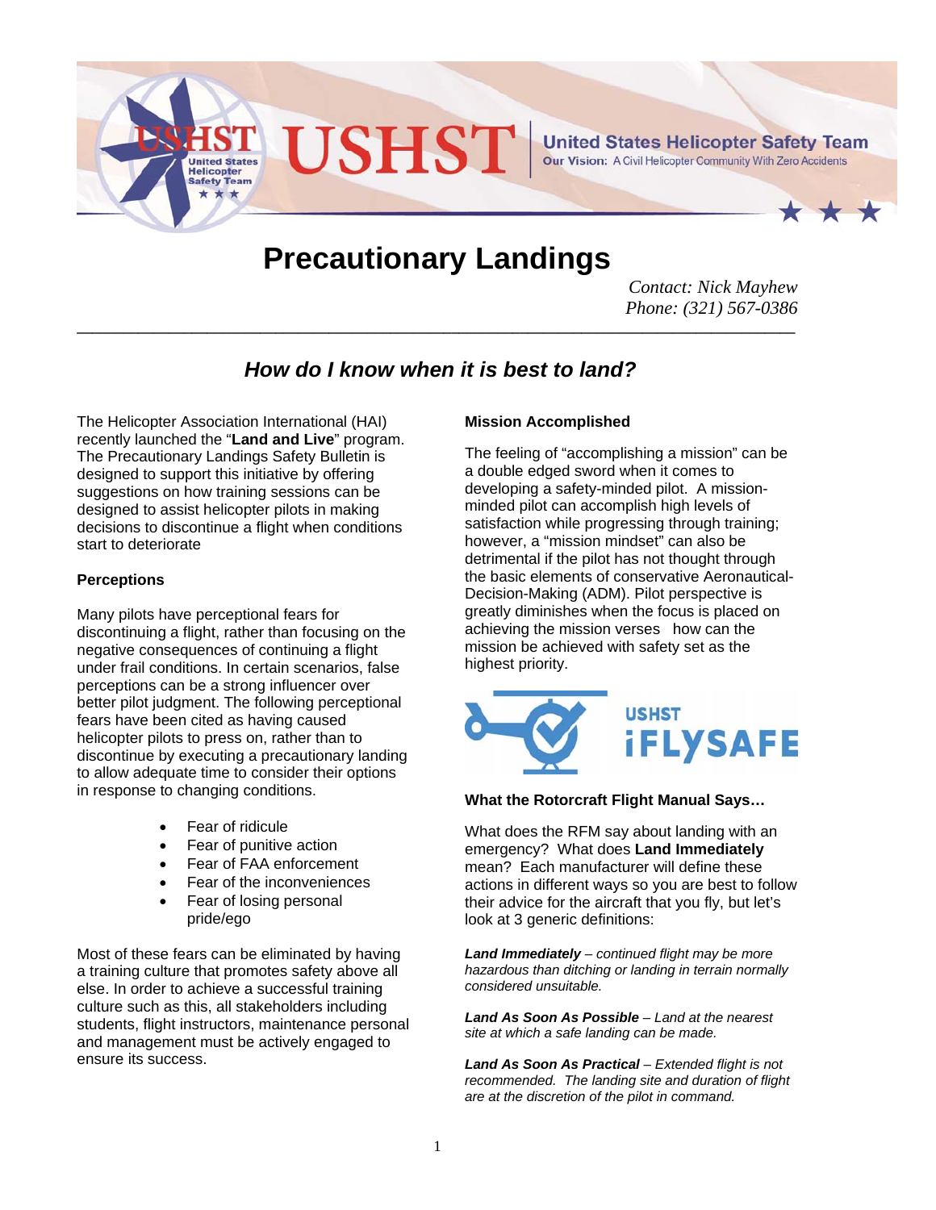# Precautionary Landings

*Contact: Nick Mayhew*
*Phone: (321) 567-0386*

---

## *How do I know when it is best to land?*

The Helicopter Association International (HAI) recently launched the "**Land and Live**" program. The Precautionary Landings Safety Bulletin is designed to support this initiative by offering suggestions on how training sessions can be designed to assist helicopter pilots in making decisions to discontinue a flight when conditions start to deteriorate

**Perceptions**

Many pilots have perceptional fears for discontinuing a flight, rather than focusing on the negative consequences of continuing a flight under frail conditions. In certain scenarios, false perceptions can be a strong influencer over better pilot judgment. The following perceptional fears have been cited as having caused helicopter pilots to press on, rather than to discontinue by executing a precautionary landing to allow adequate time to consider their options in response to changing conditions.

- Fear of ridicule
- Fear of punitive action
- Fear of FAA enforcement
- Fear of the inconveniences
- Fear of losing personal pride/ego

Most of these fears can be eliminated by having a training culture that promotes safety above all else. In order to achieve a successful training culture such as this, all stakeholders including students, flight instructors, maintenance personal and management must be actively engaged to ensure its success.

**Mission Accomplished**

The feeling of "accomplishing a mission" can be a double edged sword when it comes to developing a safety-minded pilot. A mission-minded pilot can accomplish high levels of satisfaction while progressing through training; however, a "mission mindset" can also be detrimental if the pilot has not thought through the basic elements of conservative Aeronautical-Decision-Making (ADM). Pilot perspective is greatly diminishes when the focus is placed on achieving the mission verses how can the mission be achieved with safety set as the highest priority.

**What the Rotorcraft Flight Manual Says…**

What does the RFM say about landing with an emergency? What does **Land Immediately** mean? Each manufacturer will define these actions in different ways so you are best to follow their advice for the aircraft that you fly, but let's look at 3 generic definitions:

***Land Immediately*** *– continued flight may be more hazardous than ditching or landing in terrain normally considered unsuitable.*

***Land As Soon As Possible*** *– Land at the nearest site at which a safe landing can be made.*

***Land As Soon As Practical*** *– Extended flight is not recommended. The landing site and duration of flight are at the discretion of the pilot in command.*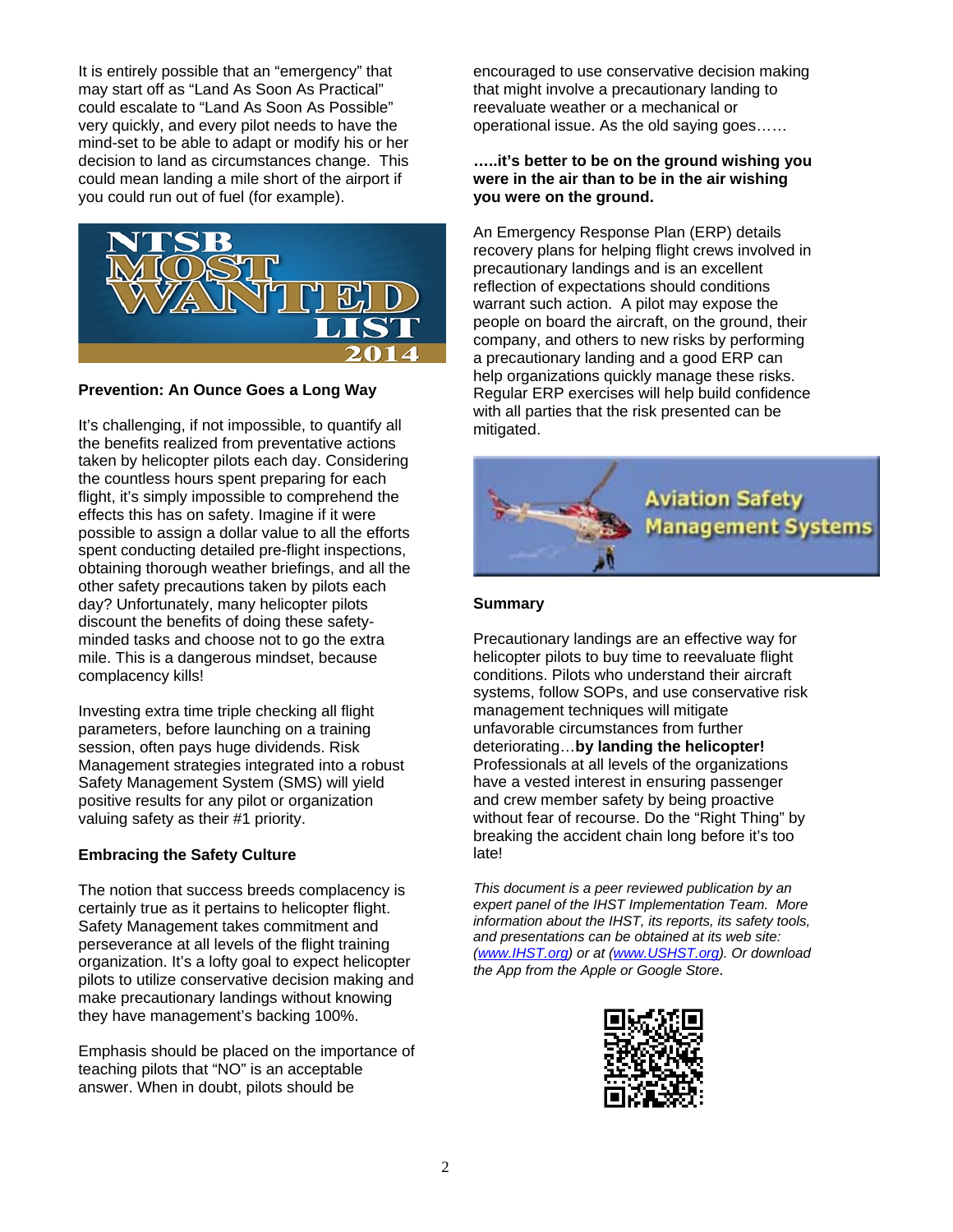It is entirely possible that an "emergency" that may start off as "Land As Soon As Practical" could escalate to "Land As Soon As Possible" very quickly, and every pilot needs to have the mind-set to be able to adapt or modify his or her decision to land as circumstances change. This could mean landing a mile short of the airport if you could run out of fuel (for example).

**Prevention: An Ounce Goes a Long Way**

It's challenging, if not impossible, to quantify all the benefits realized from preventative actions taken by helicopter pilots each day. Considering the countless hours spent preparing for each flight, it's simply impossible to comprehend the effects this has on safety. Imagine if it were possible to assign a dollar value to all the efforts spent conducting detailed pre-flight inspections, obtaining thorough weather briefings, and all the other safety precautions taken by pilots each day? Unfortunately, many helicopter pilots discount the benefits of doing these safety-minded tasks and choose not to go the extra mile. This is a dangerous mindset, because complacency kills!

Investing extra time triple checking all flight parameters, before launching on a training session, often pays huge dividends. Risk Management strategies integrated into a robust Safety Management System (SMS) will yield positive results for any pilot or organization valuing safety as their #1 priority.

**Embracing the Safety Culture**

The notion that success breeds complacency is certainly true as it pertains to helicopter flight. Safety Management takes commitment and perseverance at all levels of the flight training organization. It's a lofty goal to expect helicopter pilots to utilize conservative decision making and make precautionary landings without knowing they have management's backing 100%.

Emphasis should be placed on the importance of teaching pilots that "NO" is an acceptable answer. When in doubt, pilots should be encouraged to use conservative decision making that might involve a precautionary landing to reevaluate weather or a mechanical or operational issue. As the old saying goes……

**…..it's better to be on the ground wishing you were in the air than to be in the air wishing you were on the ground.**

An Emergency Response Plan (ERP) details recovery plans for helping flight crews involved in precautionary landings and is an excellent reflection of expectations should conditions warrant such action. A pilot may expose the people on board the aircraft, on the ground, their company, and others to new risks by performing a precautionary landing and a good ERP can help organizations quickly manage these risks. Regular ERP exercises will help build confidence with all parties that the risk presented can be mitigated.

**Summary**

Precautionary landings are an effective way for helicopter pilots to buy time to reevaluate flight conditions. Pilots who understand their aircraft systems, follow SOPs, and use conservative risk management techniques will mitigate unfavorable circumstances from further deteriorating…**by landing the helicopter!** Professionals at all levels of the organizations have a vested interest in ensuring passenger and crew member safety by being proactive without fear of recourse. Do the "Right Thing" by breaking the accident chain long before it's too late!

*This document is a peer reviewed publication by an expert panel of the IHST Implementation Team. More information about the IHST, its reports, its safety tools, and presentations can be obtained at its web site: (www.IHST.org) or at (www.USHST.org). Or download the App from the Apple or Google Store.*